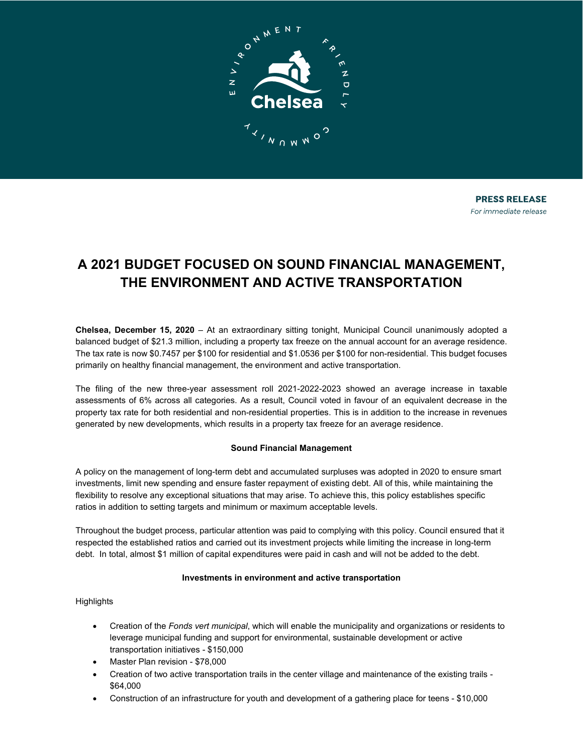**PRESS RELEASE**
*For immediate release*

# A 2021 BUDGET FOCUSED ON SOUND FINANCIAL MANAGEMENT, THE ENVIRONMENT AND ACTIVE TRANSPORTATION

**Chelsea, December 15, 2020** – At an extraordinary sitting tonight, Municipal Council unanimously adopted a balanced budget of $21.3 million, including a property tax freeze on the annual account for an average residence. The tax rate is now $0.7457 per $100 for residential and $1.0536 per $100 for non-residential. This budget focuses primarily on healthy financial management, the environment and active transportation.

The filing of the new three-year assessment roll 2021-2022-2023 showed an average increase in taxable assessments of 6% across all categories. As a result, Council voted in favour of an equivalent decrease in the property tax rate for both residential and non-residential properties. This is in addition to the increase in revenues generated by new developments, which results in a property tax freeze for an average residence.

**Sound Financial Management**

A policy on the management of long-term debt and accumulated surpluses was adopted in 2020 to ensure smart investments, limit new spending and ensure faster repayment of existing debt. All of this, while maintaining the flexibility to resolve any exceptional situations that may arise. To achieve this, this policy establishes specific ratios in addition to setting targets and minimum or maximum acceptable levels.

Throughout the budget process, particular attention was paid to complying with this policy. Council ensured that it respected the established ratios and carried out its investment projects while limiting the increase in long-term debt. In total, almost $1 million of capital expenditures were paid in cash and will not be added to the debt.

**Investments in environment and active transportation**

Highlights

- Creation of the *Fonds vert municipal*, which will enable the municipality and organizations or residents to leverage municipal funding and support for environmental, sustainable development or active transportation initiatives - $150,000
- Master Plan revision - $78,000
- Creation of two active transportation trails in the center village and maintenance of the existing trails - $64,000
- Construction of an infrastructure for youth and development of a gathering place for teens - $10,000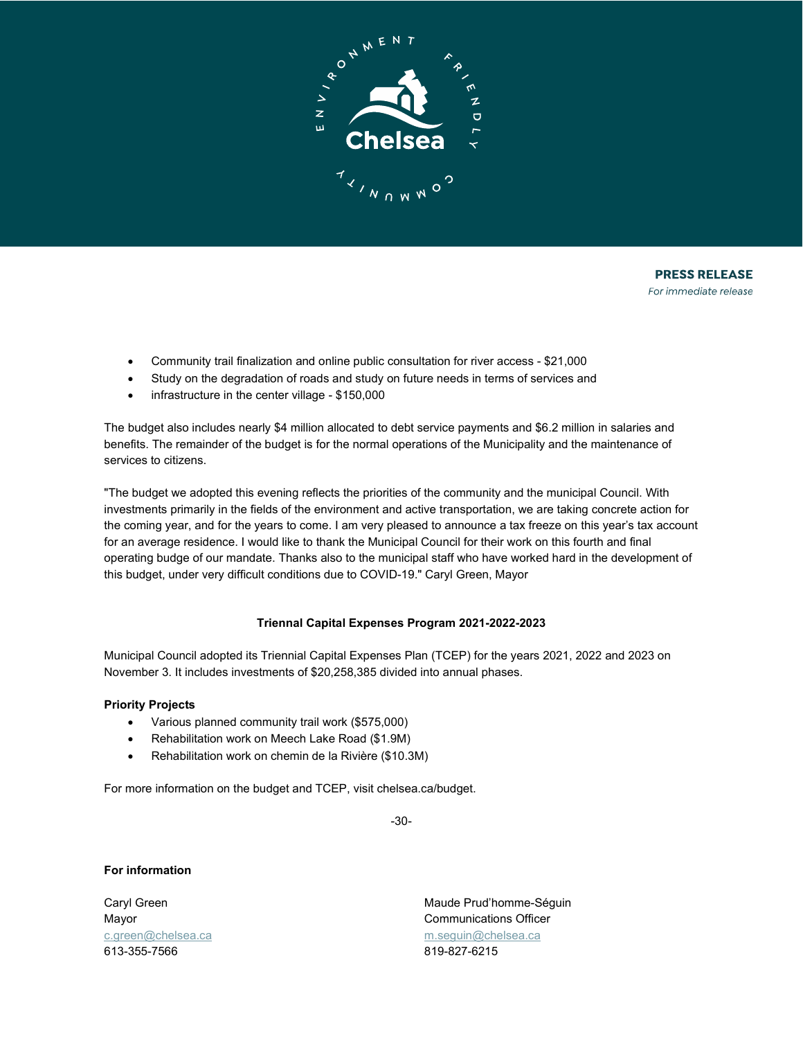**PRESS RELEASE**
*For immediate release*

- Community trail finalization and online public consultation for river access - $21,000
- Study on the degradation of roads and study on future needs in terms of services and
- infrastructure in the center village - $150,000

The budget also includes nearly $4 million allocated to debt service payments and $6.2 million in salaries and benefits. The remainder of the budget is for the normal operations of the Municipality and the maintenance of services to citizens.

"The budget we adopted this evening reflects the priorities of the community and the municipal Council. With investments primarily in the fields of the environment and active transportation, we are taking concrete action for the coming year, and for the years to come. I am very pleased to announce a tax freeze on this year's tax account for an average residence. I would like to thank the Municipal Council for their work on this fourth and final operating budge of our mandate. Thanks also to the municipal staff who have worked hard in the development of this budget, under very difficult conditions due to COVID-19." Caryl Green, Mayor

**Triennal Capital Expenses Program 2021-2022-2023**

Municipal Council adopted its Triennial Capital Expenses Plan (TCEP) for the years 2021, 2022 and 2023 on November 3. It includes investments of $20,258,385 divided into annual phases.

**Priority Projects**

- Various planned community trail work ($575,000)
- Rehabilitation work on Meech Lake Road ($1.9M)
- Rehabilitation work on chemin de la Rivière ($10.3M)

For more information on the budget and TCEP, visit chelsea.ca/budget.

-30-

**For information**

Caryl Green
Mayor
c.green@chelsea.ca
613-355-7566

Maude Prud'homme-Séguin
Communications Officer
m.seguin@chelsea.ca
819-827-6215